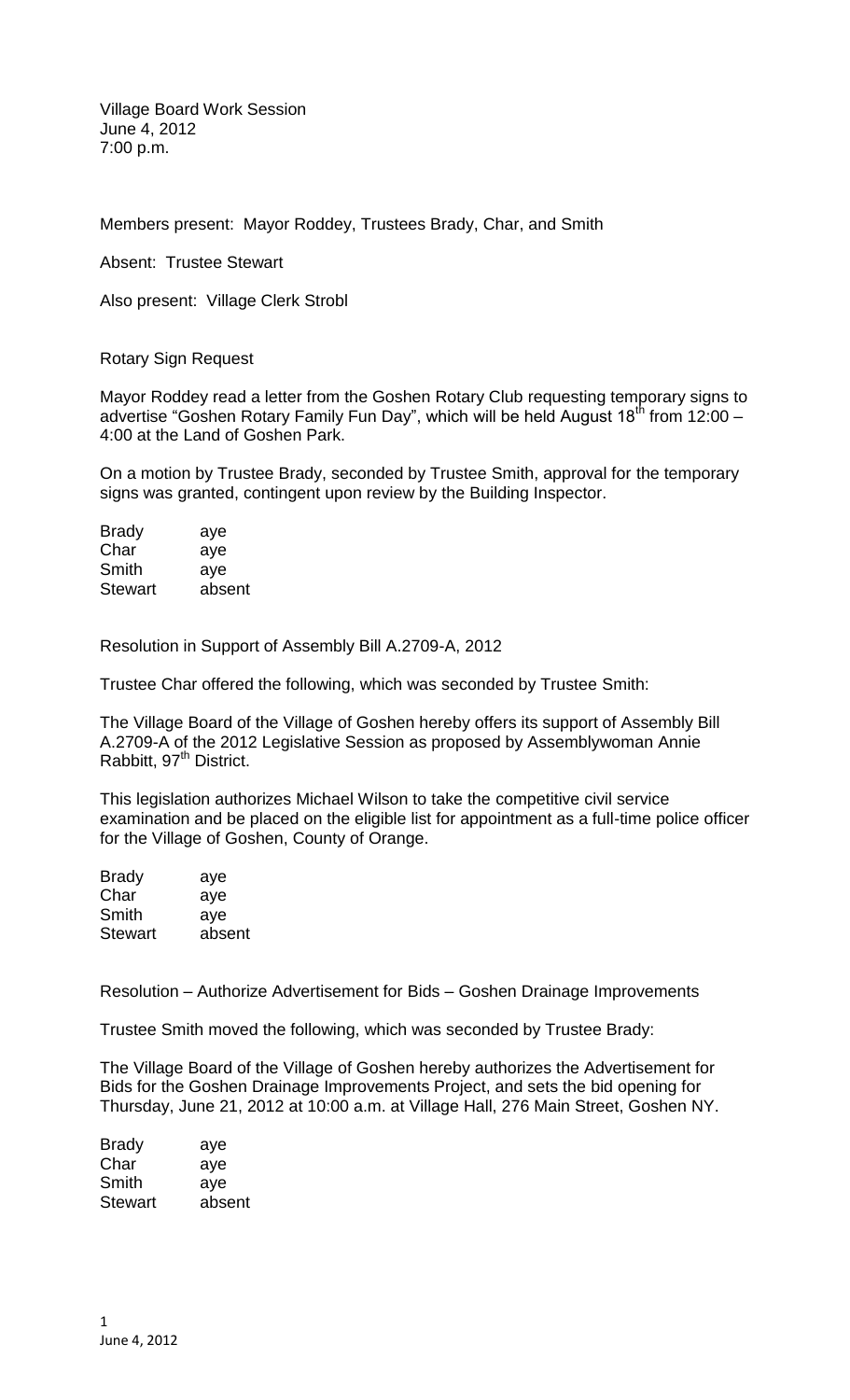Village Board Work Session
June 4, 2012
7:00 p.m.

Members present: Mayor Roddey, Trustees Brady, Char, and Smith

Absent: Trustee Stewart

Also present: Village Clerk Strobl

Rotary Sign Request

Mayor Roddey read a letter from the Goshen Rotary Club requesting temporary signs to advertise "Goshen Rotary Family Fun Day", which will be held August 18th from 12:00 – 4:00 at the Land of Goshen Park.

On a motion by Trustee Brady, seconded by Trustee Smith, approval for the temporary signs was granted, contingent upon review by the Building Inspector.

| | |
|---|---|
| Brady | aye |
| Char | aye |
| Smith | aye |
| Stewart | absent |

Resolution in Support of Assembly Bill A.2709-A, 2012

Trustee Char offered the following, which was seconded by Trustee Smith:

The Village Board of the Village of Goshen hereby offers its support of Assembly Bill A.2709-A of the 2012 Legislative Session as proposed by Assemblywoman Annie Rabbitt, 97th District.

This legislation authorizes Michael Wilson to take the competitive civil service examination and be placed on the eligible list for appointment as a full-time police officer for the Village of Goshen, County of Orange.

| | |
|---|---|
| Brady | aye |
| Char | aye |
| Smith | aye |
| Stewart | absent |

Resolution – Authorize Advertisement for Bids – Goshen Drainage Improvements

Trustee Smith moved the following, which was seconded by Trustee Brady:

The Village Board of the Village of Goshen hereby authorizes the Advertisement for Bids for the Goshen Drainage Improvements Project, and sets the bid opening for Thursday, June 21, 2012 at 10:00 a.m. at Village Hall, 276 Main Street, Goshen NY.

| | |
|---|---|
| Brady | aye |
| Char | aye |
| Smith | aye |
| Stewart | absent |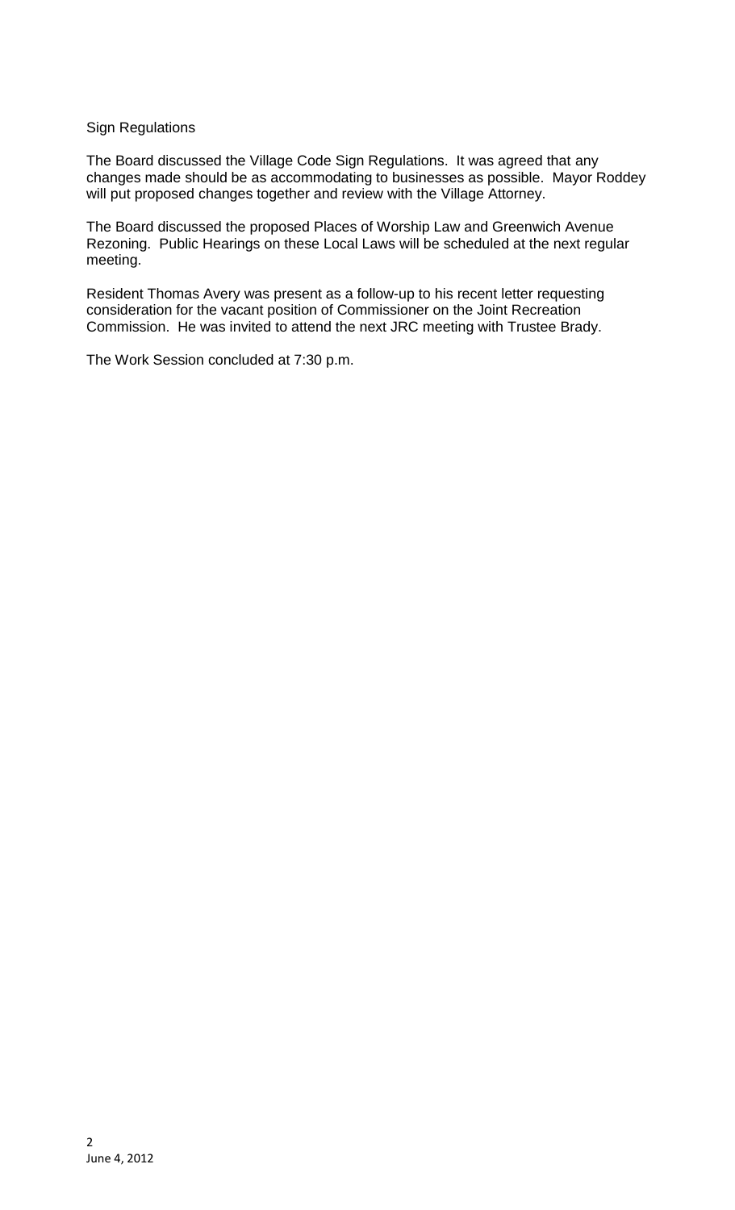Sign Regulations

The Board discussed the Village Code Sign Regulations. It was agreed that any changes made should be as accommodating to businesses as possible. Mayor Roddey will put proposed changes together and review with the Village Attorney.

The Board discussed the proposed Places of Worship Law and Greenwich Avenue Rezoning. Public Hearings on these Local Laws will be scheduled at the next regular meeting.

Resident Thomas Avery was present as a follow-up to his recent letter requesting consideration for the vacant position of Commissioner on the Joint Recreation Commission. He was invited to attend the next JRC meeting with Trustee Brady.

The Work Session concluded at 7:30 p.m.